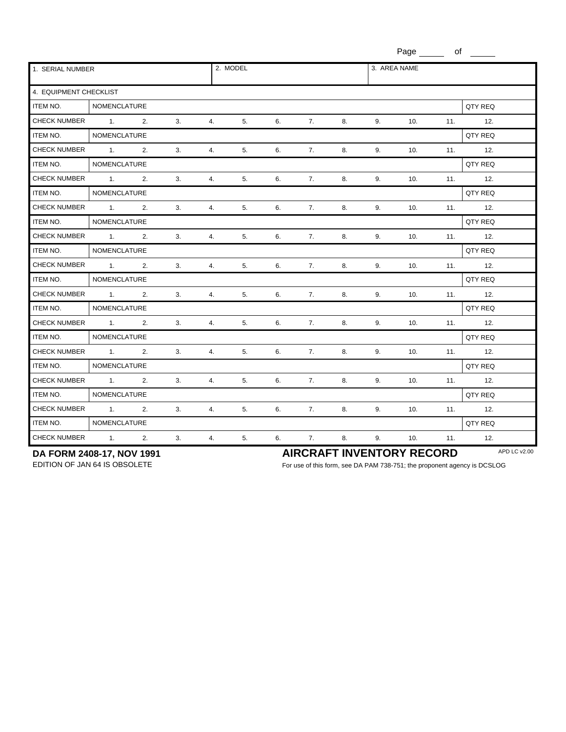Page ______ of ______

| 1. SERIAL NUMBER | 2. MODEL | 3. AREA NAME |
|---|---|---|
| | | |

4. EQUIPMENT CHECKLIST

| ITEM NO. | NOMENCLATURE | | | | | | | | | | | QTY REQ |
|---|---|---|---|---|---|---|---|---|---|---|---|---|
| CHECK NUMBER | 1. | 2. | 3. | 4. | 5. | 6. | 7. | 8. | 9. | 10. | 11. | 12. |
| ITEM NO. | NOMENCLATURE | | | | | | | | | | | QTY REQ |
| CHECK NUMBER | 1. | 2. | 3. | 4. | 5. | 6. | 7. | 8. | 9. | 10. | 11. | 12. |
| ITEM NO. | NOMENCLATURE | | | | | | | | | | | QTY REQ |
| CHECK NUMBER | 1. | 2. | 3. | 4. | 5. | 6. | 7. | 8. | 9. | 10. | 11. | 12. |
| ITEM NO. | NOMENCLATURE | | | | | | | | | | | QTY REQ |
| CHECK NUMBER | 1. | 2. | 3. | 4. | 5. | 6. | 7. | 8. | 9. | 10. | 11. | 12. |
| ITEM NO. | NOMENCLATURE | | | | | | | | | | | QTY REQ |
| CHECK NUMBER | 1. | 2. | 3. | 4. | 5. | 6. | 7. | 8. | 9. | 10. | 11. | 12. |
| ITEM NO. | NOMENCLATURE | | | | | | | | | | | QTY REQ |
| CHECK NUMBER | 1. | 2. | 3. | 4. | 5. | 6. | 7. | 8. | 9. | 10. | 11. | 12. |
| ITEM NO. | NOMENCLATURE | | | | | | | | | | | QTY REQ |
| CHECK NUMBER | 1. | 2. | 3. | 4. | 5. | 6. | 7. | 8. | 9. | 10. | 11. | 12. |
| ITEM NO. | NOMENCLATURE | | | | | | | | | | | QTY REQ |
| CHECK NUMBER | 1. | 2. | 3. | 4. | 5. | 6. | 7. | 8. | 9. | 10. | 11. | 12. |
| ITEM NO. | NOMENCLATURE | | | | | | | | | | | QTY REQ |
| CHECK NUMBER | 1. | 2. | 3. | 4. | 5. | 6. | 7. | 8. | 9. | 10. | 11. | 12. |
| ITEM NO. | NOMENCLATURE | | | | | | | | | | | QTY REQ |
| CHECK NUMBER | 1. | 2. | 3. | 4. | 5. | 6. | 7. | 8. | 9. | 10. | 11. | 12. |
| ITEM NO. | NOMENCLATURE | | | | | | | | | | | QTY REQ |
| CHECK NUMBER | 1. | 2. | 3. | 4. | 5. | 6. | 7. | 8. | 9. | 10. | 11. | 12. |
| ITEM NO. | NOMENCLATURE | | | | | | | | | | | QTY REQ |
| CHECK NUMBER | 1. | 2. | 3. | 4. | 5. | 6. | 7. | 8. | 9. | 10. | 11. | 12. |

**DA FORM 2408-17, NOV 1991**
EDITION OF JAN 64 IS OBSOLETE

**AIRCRAFT INVENTORY RECORD**
For use of this form, see DA PAM 738-751; the proponent agency is DCSLOG

APD LC v2.00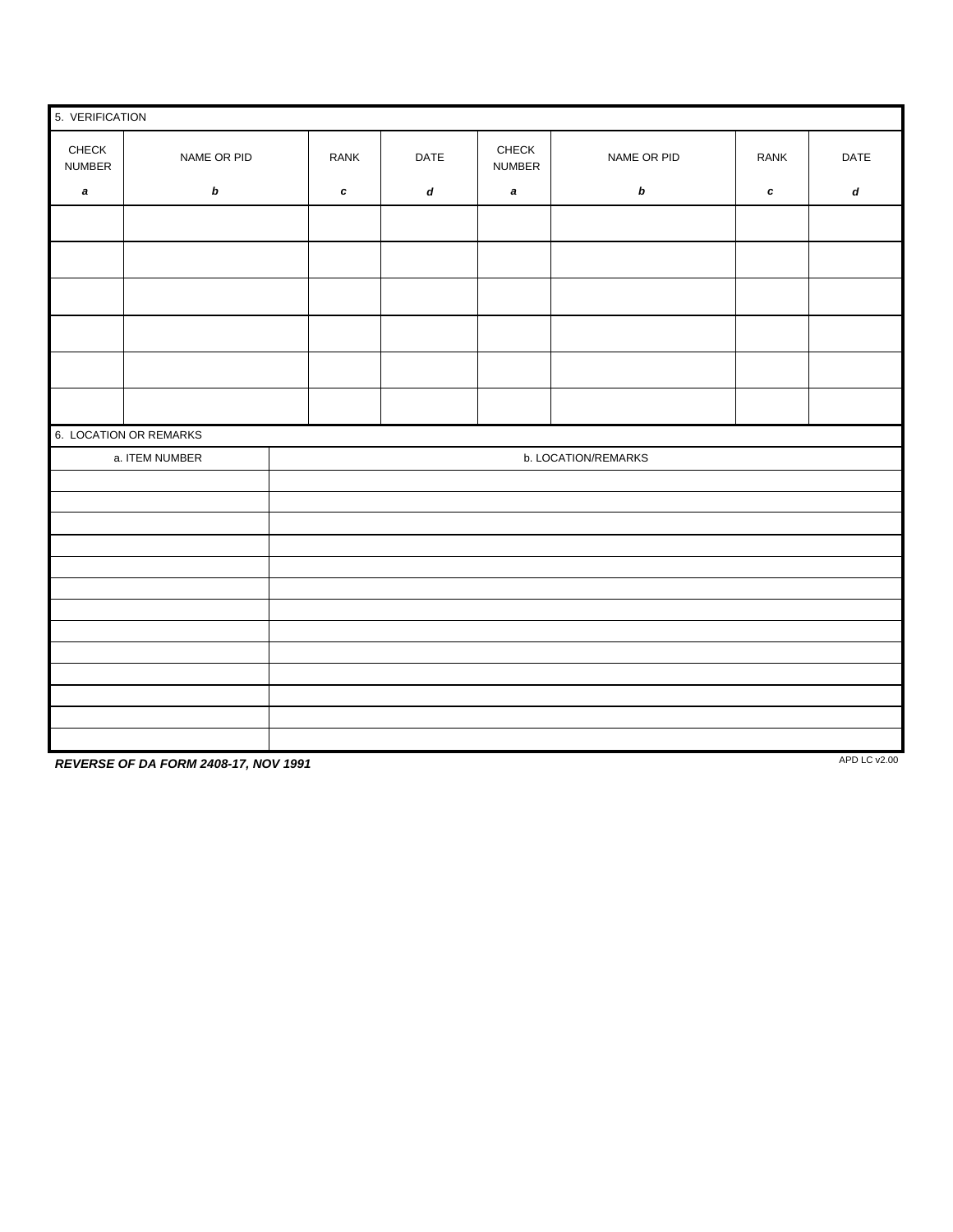5. VERIFICATION

| CHECK NUMBER<br>*a* | NAME OR PID<br>*b* | RANK<br>*c* | DATE<br>*d* | CHECK NUMBER<br>*a* | NAME OR PID<br>*b* | RANK<br>*c* | DATE<br>*d* |
|---|---|---|---|---|---|---|---|
| | | | | | | | |
| | | | | | | | |
| | | | | | | | |
| | | | | | | | |
| | | | | | | | |
| | | | | | | | |

6. LOCATION OR REMARKS

| a. ITEM NUMBER | b. LOCATION/REMARKS |
|---|---|
| | |
| | |
| | |
| | |
| | |
| | |
| | |
| | |
| | |
| | |
| | |
| | |
| | |

***REVERSE OF DA FORM 2408-17, NOV 1991***

APD LC v2.00